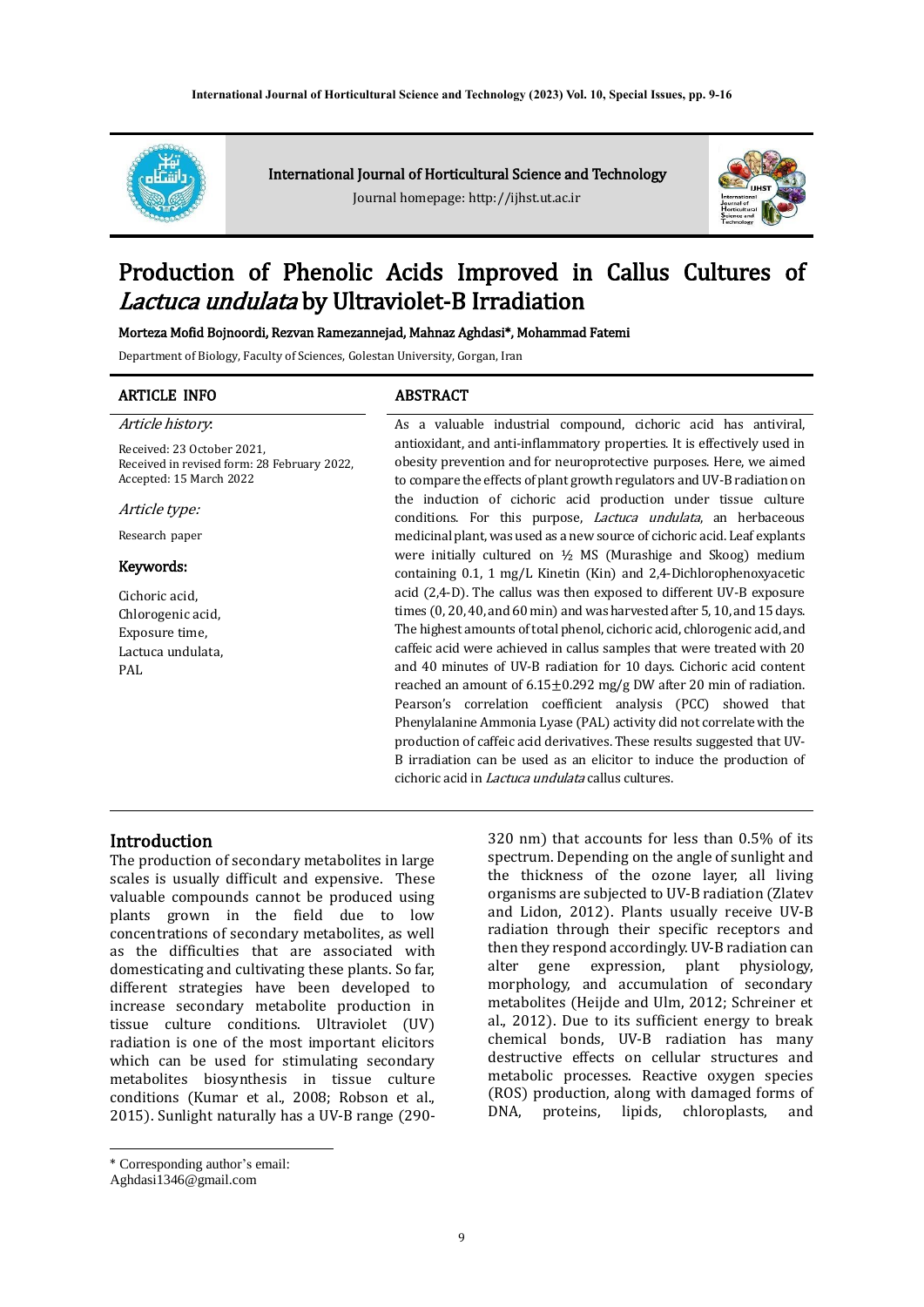International Journal of Horticultural Science and Technology

Journal homepage: http://ijhst.ut.ac.ir

# Production of Phenolic Acids Improved in Callus Cultures of *Lactuca undulata* by Ultraviolet-B Irradiation

**Morteza Mofid Bojnoordi, Rezvan Ramezannejad, Mahnaz Aghdasi\*, Mohammad Fatemi**

Department of Biology, Faculty of Sciences, Golestan University, Gorgan, Iran

## ARTICLE INFO

*Article history*:

Received: 23 October 2021,
Received in revised form: 28 February 2022,
Accepted: 15 March 2022

*Article type:*

Research paper

**Keywords:**

Cichoric acid,
Chlorogenic acid,
Exposure time,
Lactuca undulata,
PAL

## ABSTRACT

As a valuable industrial compound, cichoric acid has antiviral, antioxidant, and anti-inflammatory properties. It is effectively used in obesity prevention and for neuroprotective purposes. Here, we aimed to compare the effects of plant growth regulators and UV-B radiation on the induction of cichoric acid production under tissue culture conditions. For this purpose, *Lactuca undulata*, an herbaceous medicinal plant, was used as a new source of cichoric acid. Leaf explants were initially cultured on ½ MS (Murashige and Skoog) medium containing 0.1, 1 mg/L Kinetin (Kin) and 2,4-Dichlorophenoxyacetic acid (2,4-D). The callus was then exposed to different UV-B exposure times (0, 20, 40, and 60 min) and was harvested after 5, 10, and 15 days. The highest amounts of total phenol, cichoric acid, chlorogenic acid, and caffeic acid were achieved in callus samples that were treated with 20 and 40 minutes of UV-B radiation for 10 days. Cichoric acid content reached an amount of 6.15±0.292 mg/g DW after 20 min of radiation. Pearson's correlation coefficient analysis (PCC) showed that Phenylalanine Ammonia Lyase (PAL) activity did not correlate with the production of caffeic acid derivatives. These results suggested that UV-B irradiation can be used as an elicitor to induce the production of cichoric acid in *Lactuca undulata* callus cultures.

## Introduction

The production of secondary metabolites in large scales is usually difficult and expensive. These valuable compounds cannot be produced using plants grown in the field due to low concentrations of secondary metabolites, as well as the difficulties that are associated with domesticating and cultivating these plants. So far, different strategies have been developed to increase secondary metabolite production in tissue culture conditions. Ultraviolet (UV) radiation is one of the most important elicitors which can be used for stimulating secondary metabolites biosynthesis in tissue culture conditions (Kumar et al., 2008; Robson et al., 2015). Sunlight naturally has a UV-B range (290-320 nm) that accounts for less than 0.5% of its spectrum. Depending on the angle of sunlight and the thickness of the ozone layer, all living organisms are subjected to UV-B radiation (Zlatev and Lidon, 2012). Plants usually receive UV-B radiation through their specific receptors and then they respond accordingly. UV-B radiation can alter gene expression, plant physiology, morphology, and accumulation of secondary metabolites (Heijde and Ulm, 2012; Schreiner et al., 2012). Due to its sufficient energy to break chemical bonds, UV-B radiation has many destructive effects on cellular structures and metabolic processes. Reactive oxygen species (ROS) production, along with damaged forms of DNA, proteins, lipids, chloroplasts, and

\* Corresponding author's email: Aghdasi1346@gmail.com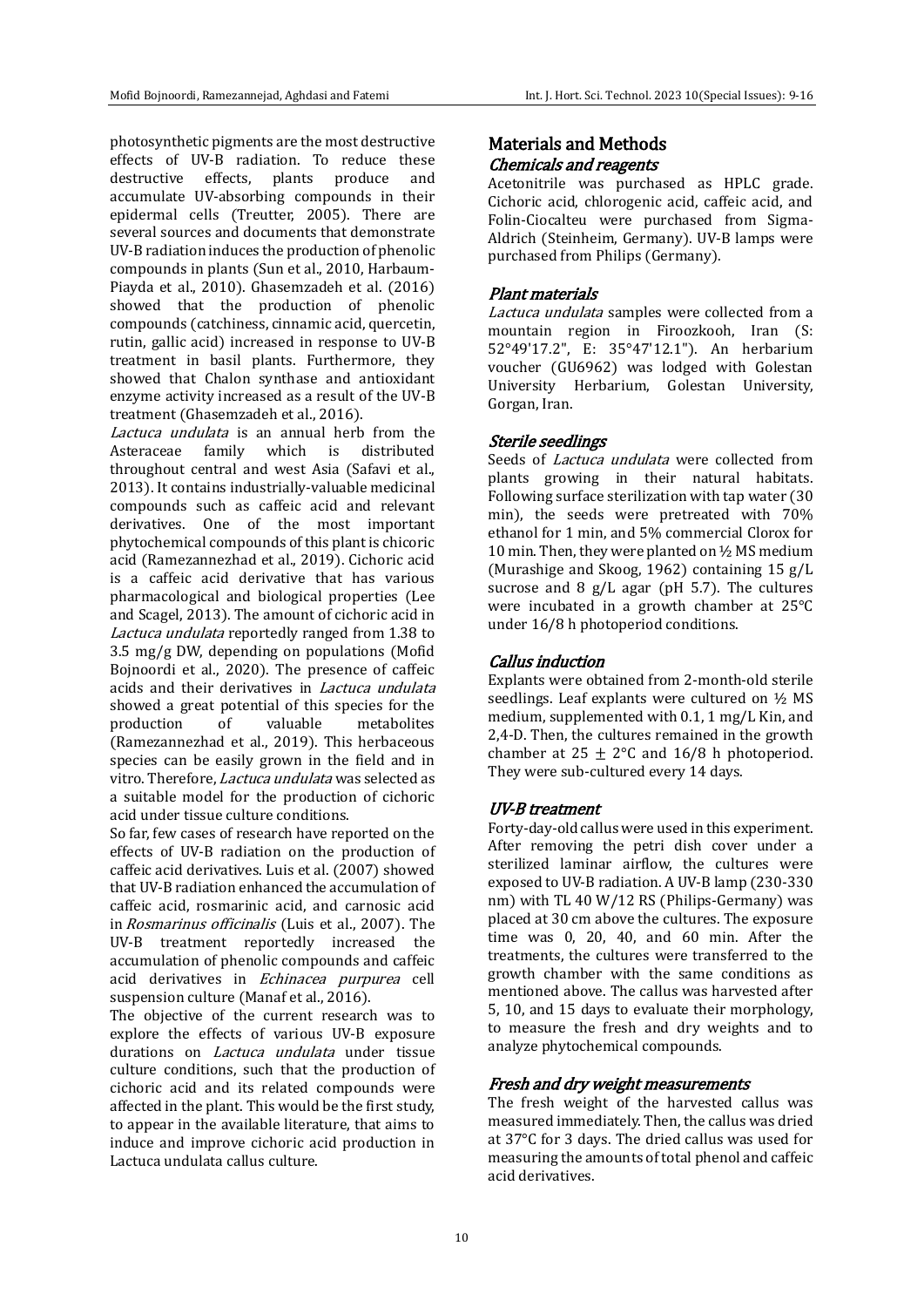photosynthetic pigments are the most destructive effects of UV-B radiation. To reduce these destructive effects, plants produce and accumulate UV-absorbing compounds in their epidermal cells (Treutter, 2005). There are several sources and documents that demonstrate UV-B radiation induces the production of phenolic compounds in plants (Sun et al., 2010, Harbaum-Piayda et al., 2010). Ghasemzadeh et al. (2016) showed that the production of phenolic compounds (catchiness, cinnamic acid, quercetin, rutin, gallic acid) increased in response to UV-B treatment in basil plants. Furthermore, they showed that Chalon synthase and antioxidant enzyme activity increased as a result of the UV-B treatment (Ghasemzadeh et al., 2016).

*Lactuca undulata* is an annual herb from the Asteraceae family which is distributed throughout central and west Asia (Safavi et al., 2013). It contains industrially-valuable medicinal compounds such as caffeic acid and relevant derivatives. One of the most important phytochemical compounds of this plant is chicoric acid (Ramezannezhad et al., 2019). Cichoric acid is a caffeic acid derivative that has various pharmacological and biological properties (Lee and Scagel, 2013). The amount of cichoric acid in *Lactuca undulata* reportedly ranged from 1.38 to 3.5 mg/g DW, depending on populations (Mofid Bojnoordi et al., 2020). The presence of caffeic acids and their derivatives in *Lactuca undulata* showed a great potential of this species for the production of valuable metabolites (Ramezannezhad et al., 2019). This herbaceous species can be easily grown in the field and in vitro. Therefore, *Lactuca undulata* was selected as a suitable model for the production of cichoric acid under tissue culture conditions.

So far, few cases of research have reported on the effects of UV-B radiation on the production of caffeic acid derivatives. Luis et al. (2007) showed that UV-B radiation enhanced the accumulation of caffeic acid, rosmarinic acid, and carnosic acid in *Rosmarinus officinalis* (Luis et al., 2007). The UV-B treatment reportedly increased the accumulation of phenolic compounds and caffeic acid derivatives in *Echinacea purpurea* cell suspension culture (Manaf et al., 2016).

The objective of the current research was to explore the effects of various UV-B exposure durations on *Lactuca undulata* under tissue culture conditions, such that the production of cichoric acid and its related compounds were affected in the plant. This would be the first study, to appear in the available literature, that aims to induce and improve cichoric acid production in Lactuca undulata callus culture.

## Materials and Methods

### *Chemicals and reagents*

Acetonitrile was purchased as HPLC grade. Cichoric acid, chlorogenic acid, caffeic acid, and Folin-Ciocalteu were purchased from Sigma-Aldrich (Steinheim, Germany). UV-B lamps were purchased from Philips (Germany).

### *Plant materials*

*Lactuca undulata* samples were collected from a mountain region in Firoozkooh, Iran (S: 52°49'17.2", E: 35°47'12.1"). An herbarium voucher (GU6962) was lodged with Golestan University Herbarium, Golestan University, Gorgan, Iran.

### *Sterile seedlings*

Seeds of *Lactuca undulata* were collected from plants growing in their natural habitats. Following surface sterilization with tap water (30 min), the seeds were pretreated with 70% ethanol for 1 min, and 5% commercial Clorox for 10 min. Then, they were planted on ½ MS medium (Murashige and Skoog, 1962) containing 15 g/L sucrose and 8 g/L agar (pH 5.7). The cultures were incubated in a growth chamber at 25°C under 16/8 h photoperiod conditions.

### *Callus induction*

Explants were obtained from 2-month-old sterile seedlings. Leaf explants were cultured on ½ MS medium, supplemented with 0.1, 1 mg/L Kin, and 2,4-D. Then, the cultures remained in the growth chamber at 25 ± 2°C and 16/8 h photoperiod. They were sub-cultured every 14 days.

### *UV-B treatment*

Forty-day-old callus were used in this experiment. After removing the petri dish cover under a sterilized laminar airflow, the cultures were exposed to UV-B radiation. A UV-B lamp (230-330 nm) with TL 40 W/12 RS (Philips-Germany) was placed at 30 cm above the cultures. The exposure time was 0, 20, 40, and 60 min. After the treatments, the cultures were transferred to the growth chamber with the same conditions as mentioned above. The callus was harvested after 5, 10, and 15 days to evaluate their morphology, to measure the fresh and dry weights and to analyze phytochemical compounds.

### *Fresh and dry weight measurements*

The fresh weight of the harvested callus was measured immediately. Then, the callus was dried at 37°C for 3 days. The dried callus was used for measuring the amounts of total phenol and caffeic acid derivatives.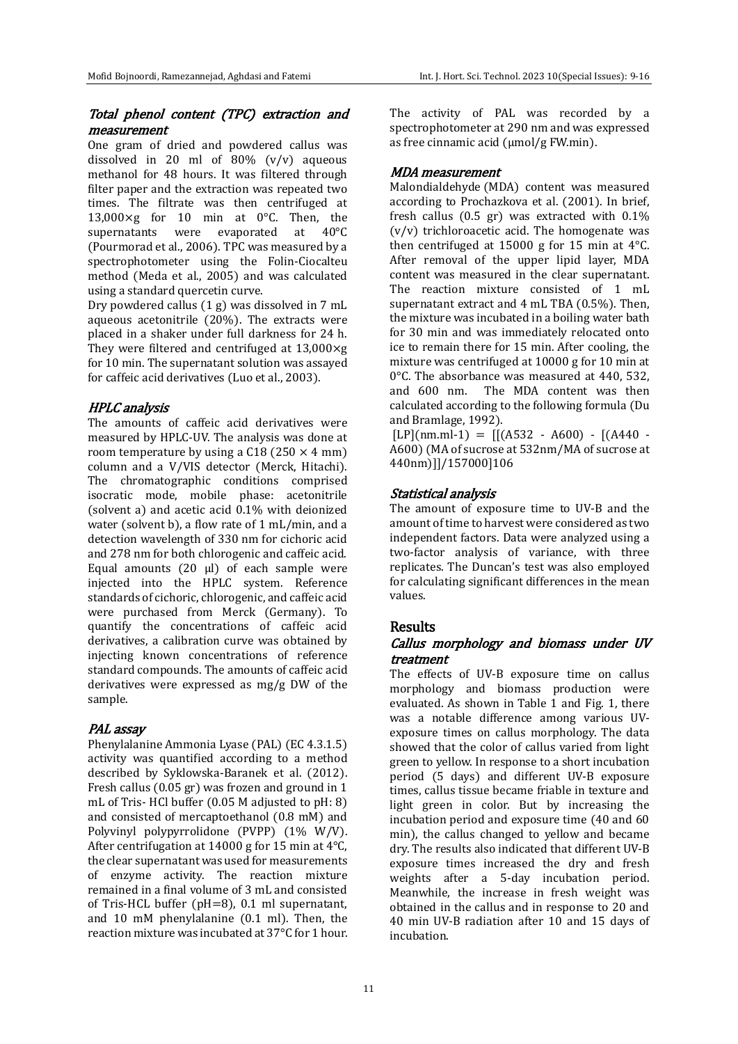### *Total phenol content (TPC) extraction and measurement*

One gram of dried and powdered callus was dissolved in 20 ml of 80% (v/v) aqueous methanol for 48 hours. It was filtered through filter paper and the extraction was repeated two times. The filtrate was then centrifuged at 13,000×g for 10 min at 0°C. Then, the supernatants were evaporated at 40°C (Pourmorad et al., 2006). TPC was measured by a spectrophotometer using the Folin-Ciocalteu method (Meda et al., 2005) and was calculated using a standard quercetin curve.

Dry powdered callus (1 g) was dissolved in 7 mL aqueous acetonitrile (20%). The extracts were placed in a shaker under full darkness for 24 h. They were filtered and centrifuged at 13,000×g for 10 min. The supernatant solution was assayed for caffeic acid derivatives (Luo et al., 2003).

### *HPLC analysis*

The amounts of caffeic acid derivatives were measured by HPLC-UV. The analysis was done at room temperature by using a C18 (250 × 4 mm) column and a V/VIS detector (Merck, Hitachi). The chromatographic conditions comprised isocratic mode, mobile phase: acetonitrile (solvent a) and acetic acid 0.1% with deionized water (solvent b), a flow rate of 1 mL/min, and a detection wavelength of 330 nm for cichoric acid and 278 nm for both chlorogenic and caffeic acid. Equal amounts (20 µl) of each sample were injected into the HPLC system. Reference standards of cichoric, chlorogenic, and caffeic acid were purchased from Merck (Germany). To quantify the concentrations of caffeic acid derivatives, a calibration curve was obtained by injecting known concentrations of reference standard compounds. The amounts of caffeic acid derivatives were expressed as mg/g DW of the sample.

### *PAL assay*

Phenylalanine Ammonia Lyase (PAL) (EC 4.3.1.5) activity was quantified according to a method described by Syklowska-Baranek et al. (2012). Fresh callus (0.05 gr) was frozen and ground in 1 mL of Tris- HCl buffer (0.05 M adjusted to pH: 8) and consisted of mercaptoethanol (0.8 mM) and Polyvinyl polypyrrolidone (PVPP) (1% W/V). After centrifugation at 14000 g for 15 min at 4°C, the clear supernatant was used for measurements of enzyme activity. The reaction mixture remained in a final volume of 3 mL and consisted of Tris-HCL buffer (pH=8), 0.1 ml supernatant, and 10 mM phenylalanine (0.1 ml). Then, the reaction mixture was incubated at 37°C for 1 hour. The activity of PAL was recorded by a spectrophotometer at 290 nm and was expressed as free cinnamic acid (µmol/g FW.min).

### *MDA measurement*

Malondialdehyde (MDA) content was measured according to Prochazkova et al. (2001). In brief, fresh callus (0.5 gr) was extracted with 0.1% (v/v) trichloroacetic acid. The homogenate was then centrifuged at 15000 g for 15 min at 4°C. After removal of the upper lipid layer, MDA content was measured in the clear supernatant. The reaction mixture consisted of 1 mL supernatant extract and 4 mL TBA (0.5%). Then, the mixture was incubated in a boiling water bath for 30 min and was immediately relocated onto ice to remain there for 15 min. After cooling, the mixture was centrifuged at 10000 g for 10 min at 0°C. The absorbance was measured at 440, 532, and 600 nm. The MDA content was then calculated according to the following formula (Du and Bramlage, 1992).

[LP](nm.ml-1) = [[(A532 - A600) - [(A440 - A600) (MA of sucrose at 532nm/MA of sucrose at 440nm)]]/157000]106

### *Statistical analysis*

The amount of exposure time to UV-B and the amount of time to harvest were considered as two independent factors. Data were analyzed using a two-factor analysis of variance, with three replicates. The Duncan's test was also employed for calculating significant differences in the mean values.

## Results

### *Callus morphology and biomass under UV treatment*

The effects of UV-B exposure time on callus morphology and biomass production were evaluated. As shown in Table 1 and Fig. 1, there was a notable difference among various UV-exposure times on callus morphology. The data showed that the color of callus varied from light green to yellow. In response to a short incubation period (5 days) and different UV-B exposure times, callus tissue became friable in texture and light green in color. But by increasing the incubation period and exposure time (40 and 60 min), the callus changed to yellow and became dry. The results also indicated that different UV-B exposure times increased the dry and fresh weights after a 5-day incubation period. Meanwhile, the increase in fresh weight was obtained in the callus and in response to 20 and 40 min UV-B radiation after 10 and 15 days of incubation.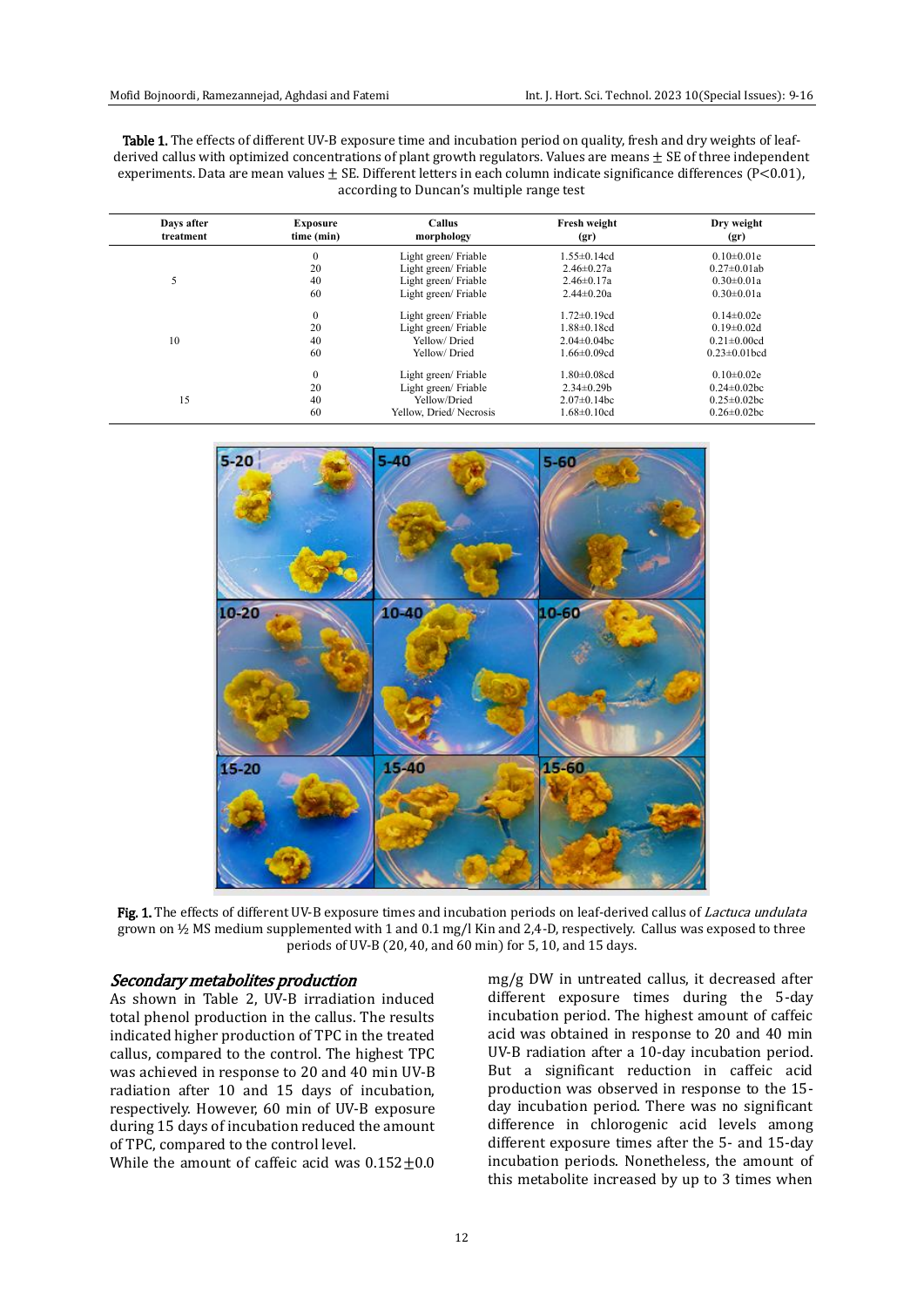**Table 1.** The effects of different UV-B exposure time and incubation period on quality, fresh and dry weights of leaf-derived callus with optimized concentrations of plant growth regulators. Values are means ± SE of three independent experiments. Data are mean values ± SE. Different letters in each column indicate significance differences (P<0.01), according to Duncan's multiple range test

| Days after treatment | Exposure time (min) | Callus morphology | Fresh weight (gr) | Dry weight (gr) |
|---|---|---|---|---|
| 5 | 0 | Light green/ Friable | 1.55±0.14cd | 0.10±0.01e |
| | 20 | Light green/ Friable | 2.46±0.27a | 0.27±0.01ab |
| | 40 | Light green/ Friable | 2.46±0.17a | 0.30±0.01a |
| | 60 | Light green/ Friable | 2.44±0.20a | 0.30±0.01a |
| 10 | 0 | Light green/ Friable | 1.72±0.19cd | 0.14±0.02e |
| | 20 | Light green/ Friable | 1.88±0.18cd | 0.19±0.02d |
| | 40 | Yellow/ Dried | 2.04±0.04bc | 0.21±0.00cd |
| | 60 | Yellow/ Dried | 1.66±0.09cd | 0.23±0.01bcd |
| 15 | 0 | Light green/ Friable | 1.80±0.08cd | 0.10±0.02e |
| | 20 | Light green/ Friable | 2.34±0.29b | 0.24±0.02bc |
| | 40 | Yellow/Dried | 2.07±0.14bc | 0.25±0.02bc |
| | 60 | Yellow, Dried/ Necrosis | 1.68±0.10cd | 0.26±0.02bc |

**Fig. 1.** The effects of different UV-B exposure times and incubation periods on leaf-derived callus of *Lactuca undulata* grown on ½ MS medium supplemented with 1 and 0.1 mg/l Kin and 2,4-D, respectively. Callus was exposed to three periods of UV-B (20, 40, and 60 min) for 5, 10, and 15 days.

## *Secondary metabolites production*

As shown in Table 2, UV-B irradiation induced total phenol production in the callus. The results indicated higher production of TPC in the treated callus, compared to the control. The highest TPC was achieved in response to 20 and 40 min UV-B radiation after 10 and 15 days of incubation, respectively. However, 60 min of UV-B exposure during 15 days of incubation reduced the amount of TPC, compared to the control level.

While the amount of caffeic acid was 0.152±0.0 mg/g DW in untreated callus, it decreased after different exposure times during the 5-day incubation period. The highest amount of caffeic acid was obtained in response to 20 and 40 min UV-B radiation after a 10-day incubation period. But a significant reduction in caffeic acid production was observed in response to the 15-day incubation period. There was no significant difference in chlorogenic acid levels among different exposure times after the 5- and 15-day incubation periods. Nonetheless, the amount of this metabolite increased by up to 3 times when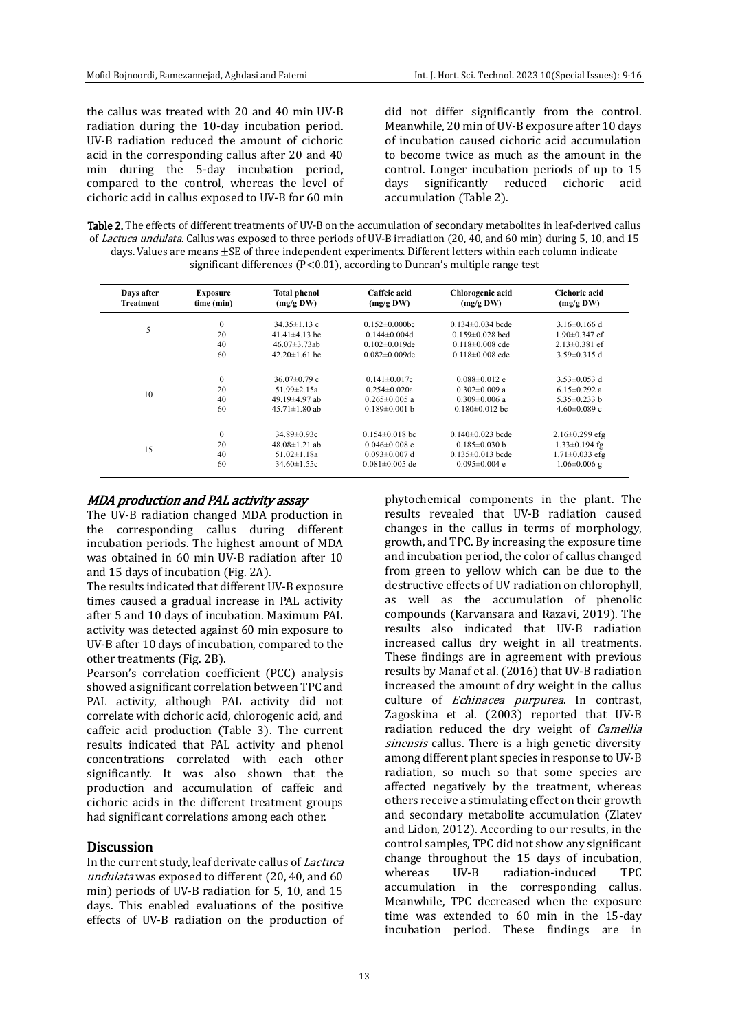the callus was treated with 20 and 40 min UV-B radiation during the 10-day incubation period. UV-B radiation reduced the amount of cichoric acid in the corresponding callus after 20 and 40 min during the 5-day incubation period, compared to the control, whereas the level of cichoric acid in callus exposed to UV-B for 60 min did not differ significantly from the control. Meanwhile, 20 min of UV-B exposure after 10 days of incubation caused cichoric acid accumulation to become twice as much as the amount in the control. Longer incubation periods of up to 15 days significantly reduced cichoric acid accumulation (Table 2).

**Table 2.** The effects of different treatments of UV-B on the accumulation of secondary metabolites in leaf-derived callus of *Lactuca undulata*. Callus was exposed to three periods of UV-B irradiation (20, 40, and 60 min) during 5, 10, and 15 days. Values are means ±SE of three independent experiments. Different letters within each column indicate significant differences ($P<0.01$), according to Duncan's multiple range test

| Days after Treatment | Exposure time (min) | Total phenol (mg/g DW) | Caffeic acid (mg/g DW) | Chlorogenic acid (mg/g DW) | Cichoric acid (mg/g DW) |
|---|---|---|---|---|---|
| 5 | 0 | 34.35±1.13 c | 0.152±0.000bc | 0.134±0.034 bcde | 3.16±0.166 d |
| | 20 | 41.41±4.13 bc | 0.144±0.004d | 0.159±0.028 bcd | 1.90±0.347 ef |
| | 40 | 46.07±3.73ab | 0.102±0.019de | 0.118±0.008 cde | 2.13±0.381 ef |
| | 60 | 42.20±1.61 bc | 0.082±0.009de | 0.118±0.008 cde | 3.59±0.315 d |
| 10 | 0 | 36.07±0.79 c | 0.141±0.017c | 0.088±0.012 e | 3.53±0.053 d |
| | 20 | 51.99±2.15a | 0.254±0.020a | 0.302±0.009 a | 6.15±0.292 a |
| | 40 | 49.19±4.97 ab | 0.265±0.005 a | 0.309±0.006 a | 5.35±0.233 b |
| | 60 | 45.71±1.80 ab | 0.189±0.001 b | 0.180±0.012 bc | 4.60±0.089 c |
| 15 | 0 | 34.89±0.93c | 0.154±0.018 bc | 0.140±0.023 bcde | 2.16±0.299 efg |
| | 20 | 48.08±1.21 ab | 0.046±0.008 e | 0.185±0.030 b | 1.33±0.194 fg |
| | 40 | 51.02±1.18a | 0.093±0.007 d | 0.135±0.013 bcde | 1.71±0.033 efg |
| | 60 | 34.60±1.55c | 0.081±0.005 de | 0.095±0.004 e | 1.06±0.006 g |

### *MDA production and PAL activity assay*

The UV-B radiation changed MDA production in the corresponding callus during different incubation periods. The highest amount of MDA was obtained in 60 min UV-B radiation after 10 and 15 days of incubation (Fig. 2A).

The results indicated that different UV-B exposure times caused a gradual increase in PAL activity after 5 and 10 days of incubation. Maximum PAL activity was detected against 60 min exposure to UV-B after 10 days of incubation, compared to the other treatments (Fig. 2B).

Pearson's correlation coefficient (PCC) analysis showed a significant correlation between TPC and PAL activity, although PAL activity did not correlate with cichoric acid, chlorogenic acid, and caffeic acid production (Table 3). The current results indicated that PAL activity and phenol concentrations correlated with each other significantly. It was also shown that the production and accumulation of caffeic and cichoric acids in the different treatment groups had significant correlations among each other.

## Discussion

In the current study, leaf derivate callus of *Lactuca undulata* was exposed to different (20, 40, and 60 min) periods of UV-B radiation for 5, 10, and 15 days. This enabled evaluations of the positive effects of UV-B radiation on the production of phytochemical components in the plant. The results revealed that UV-B radiation caused changes in the callus in terms of morphology, growth, and TPC. By increasing the exposure time and incubation period, the color of callus changed from green to yellow which can be due to the destructive effects of UV radiation on chlorophyll, as well as the accumulation of phenolic compounds (Karvansara and Razavi, 2019). The results also indicated that UV-B radiation increased callus dry weight in all treatments. These findings are in agreement with previous results by Manaf et al. (2016) that UV-B radiation increased the amount of dry weight in the callus culture of *Echinacea purpurea*. In contrast, Zagoskina et al. (2003) reported that UV-B radiation reduced the dry weight of *Camellia sinensis* callus. There is a high genetic diversity among different plant species in response to UV-B radiation, so much so that some species are affected negatively by the treatment, whereas others receive a stimulating effect on their growth and secondary metabolite accumulation (Zlatev and Lidon, 2012). According to our results, in the control samples, TPC did not show any significant change throughout the 15 days of incubation, whereas UV-B radiation-induced TPC accumulation in the corresponding callus. Meanwhile, TPC decreased when the exposure time was extended to 60 min in the 15-day incubation period. These findings are in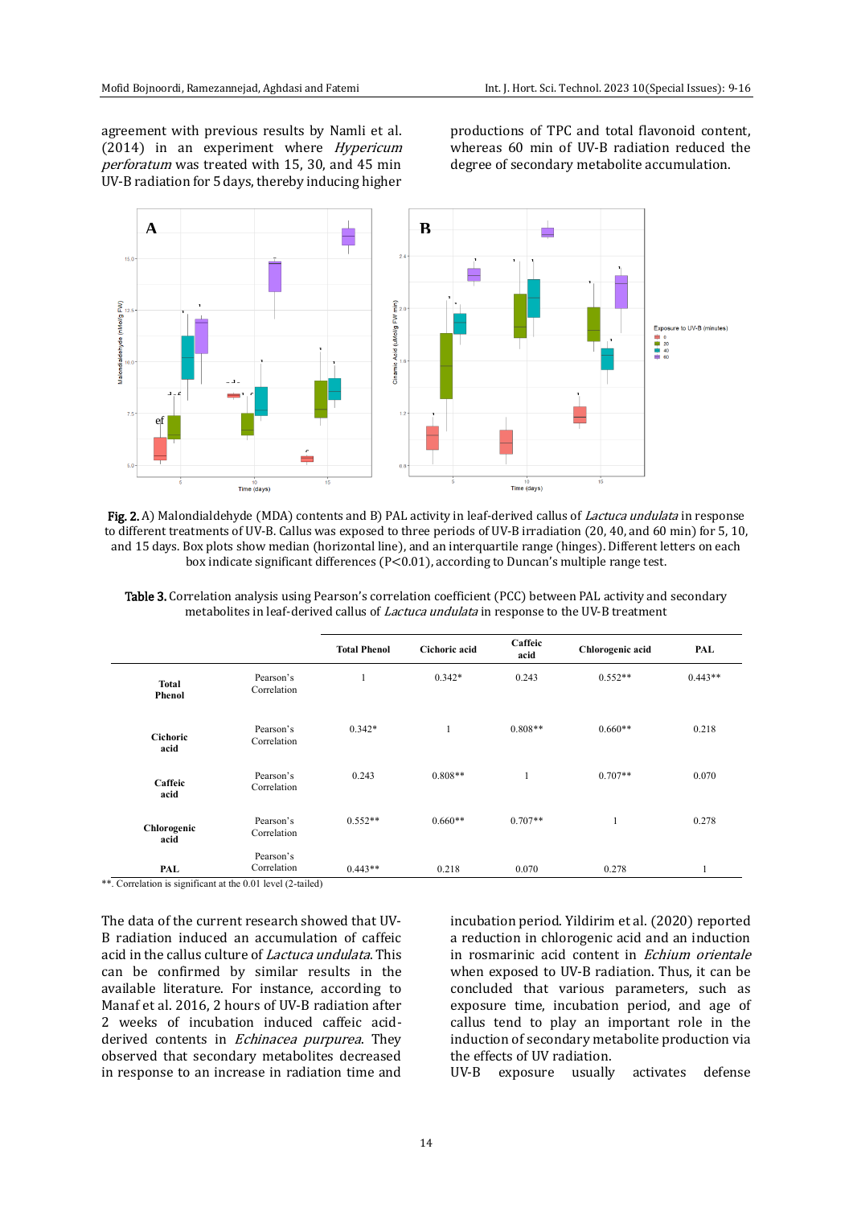agreement with previous results by Namli et al. (2014) in an experiment where *Hypericum perforatum* was treated with 15, 30, and 45 min UV-B radiation for 5 days, thereby inducing higher productions of TPC and total flavonoid content, whereas 60 min of UV-B radiation reduced the degree of secondary metabolite accumulation.

**Fig. 2.** A) Malondialdehyde (MDA) contents and B) PAL activity in leaf-derived callus of *Lactuca undulata* in response to different treatments of UV-B. Callus was exposed to three periods of UV-B irradiation (20, 40, and 60 min) for 5, 10, and 15 days. Box plots show median (horizontal line), and an interquartile range (hinges). Different letters on each box indicate significant differences (P<0.01), according to Duncan's multiple range test.

**Table 3.** Correlation analysis using Pearson's correlation coefficient (PCC) between PAL activity and secondary metabolites in leaf-derived callus of *Lactuca undulata* in response to the UV-B treatment

| | | Total Phenol | Cichoric acid | Caffeic acid | Chlorogenic acid | PAL |
|---|---|---|---|---|---|---|
| **Total Phenol** | Pearson's Correlation | 1 | 0.342* | 0.243 | 0.552** | 0.443** |
| **Cichoric acid** | Pearson's Correlation | 0.342* | 1 | 0.808** | 0.660** | 0.218 |
| **Caffeic acid** | Pearson's Correlation | 0.243 | 0.808** | 1 | 0.707** | 0.070 |
| **Chlorogenic acid** | Pearson's Correlation | 0.552** | 0.660** | 0.707** | 1 | 0.278 |
| **PAL** | Pearson's Correlation | 0.443** | 0.218 | 0.070 | 0.278 | 1 |

**. Correlation is significant at the 0.01 level (2-tailed)

The data of the current research showed that UV-B radiation induced an accumulation of caffeic acid in the callus culture of *Lactuca undulata*. This can be confirmed by similar results in the available literature. For instance, according to Manaf et al. 2016, 2 hours of UV-B radiation after 2 weeks of incubation induced caffeic acid-derived contents in *Echinacea purpurea*. They observed that secondary metabolites decreased in response to an increase in radiation time and incubation period. Yildirim et al. (2020) reported a reduction in chlorogenic acid and an induction in rosmarinic acid content in *Echium orientale* when exposed to UV-B radiation. Thus, it can be concluded that various parameters, such as exposure time, incubation period, and age of callus tend to play an important role in the induction of secondary metabolite production via the effects of UV radiation.

UV-B exposure usually activates defense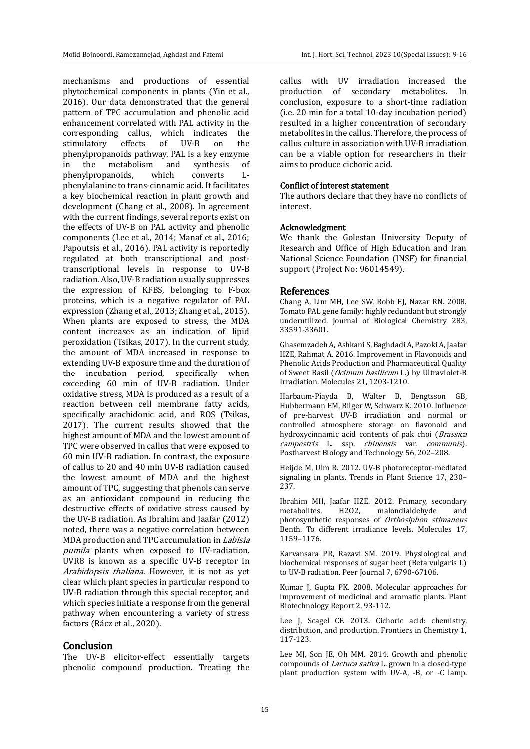mechanisms and productions of essential phytochemical components in plants (Yin et al., 2016). Our data demonstrated that the general pattern of TPC accumulation and phenolic acid enhancement correlated with PAL activity in the corresponding callus, which indicates the stimulatory effects of UV-B on the phenylpropanoids pathway. PAL is a key enzyme in the metabolism and synthesis of phenylpropanoids, which converts L-phenylalanine to trans-cinnamic acid. It facilitates a key biochemical reaction in plant growth and development (Chang et al., 2008). In agreement with the current findings, several reports exist on the effects of UV-B on PAL activity and phenolic components (Lee et al., 2014; Manaf et al., 2016; Papoutsis et al., 2016). PAL activity is reportedly regulated at both transcriptional and post-transcriptional levels in response to UV-B radiation. Also, UV-B radiation usually suppresses the expression of KFBS, belonging to F-box proteins, which is a negative regulator of PAL expression (Zhang et al., 2013; Zhang et al., 2015). When plants are exposed to stress, the MDA content increases as an indication of lipid peroxidation (Tsikas, 2017). In the current study, the amount of MDA increased in response to extending UV-B exposure time and the duration of the incubation period, specifically when exceeding 60 min of UV-B radiation. Under oxidative stress, MDA is produced as a result of a reaction between cell membrane fatty acids, specifically arachidonic acid, and ROS (Tsikas, 2017). The current results showed that the highest amount of MDA and the lowest amount of TPC were observed in callus that were exposed to 60 min UV-B radiation. In contrast, the exposure of callus to 20 and 40 min UV-B radiation caused the lowest amount of MDA and the highest amount of TPC, suggesting that phenols can serve as an antioxidant compound in reducing the destructive effects of oxidative stress caused by the UV-B radiation. As Ibrahim and Jaafar (2012) noted, there was a negative correlation between MDA production and TPC accumulation in *Labisia pumila* plants when exposed to UV-radiation. UVR8 is known as a specific UV-B receptor in *Arabidopsis thaliana*. However, it is not as yet clear which plant species in particular respond to UV-B radiation through this special receptor, and which species initiate a response from the general pathway when encountering a variety of stress factors (Rácz et al., 2020).

## Conclusion

The UV-B elicitor-effect essentially targets phenolic compound production. Treating the callus with UV irradiation increased the production of secondary metabolites. In conclusion, exposure to a short-time radiation (i.e. 20 min for a total 10-day incubation period) resulted in a higher concentration of secondary metabolites in the callus. Therefore, the process of callus culture in association with UV-B irradiation can be a viable option for researchers in their aims to produce cichoric acid.

### Conflict of interest statement

The authors declare that they have no conflicts of interest.

### Acknowledgment

We thank the Golestan University Deputy of Research and Office of High Education and Iran National Science Foundation (INSF) for financial support (Project No: 96014549).

## References

Chang A, Lim MH, Lee SW, Robb EJ, Nazar RN. 2008. Tomato PAL gene family: highly redundant but strongly underutilized. Journal of Biological Chemistry 283, 33591-33601.

Ghasemzadeh A, Ashkani S, Baghdadi A, Pazoki A, Jaafar HZE, Rahmat A. 2016. Improvement in Flavonoids and Phenolic Acids Production and Pharmaceutical Quality of Sweet Basil (*Ocimum basilicum* L.) by Ultraviolet-B Irradiation. Molecules 21, 1203-1210.

Harbaum-Piayda B, Walter B, Bengtsson GB, Hubbermann EM, Bilger W, Schwarz K. 2010. Influence of pre-harvest UV-B irradiation and normal or controlled atmosphere storage on flavonoid and hydroxycinnamic acid contents of pak choi (*Brassica campestris* L. ssp. *chinensis* var. *communis*). Postharvest Biology and Technology 56, 202–208.

Heijde M, Ulm R. 2012. UV-B photoreceptor-mediated signaling in plants. Trends in Plant Science 17, 230–237.

Ibrahim MH, Jaafar HZE. 2012. Primary, secondary metabolites, H2O2, malondialdehyde and photosynthetic responses of *Orthosiphon stimaneus* Benth. To different irradiance levels. Molecules 17, 1159–1176.

Karvansara PR, Razavi SM. 2019. Physiological and biochemical responses of sugar beet (Beta vulgaris L) to UV-B radiation. Peer Journal 7, 6790-67106.

Kumar J, Gupta PK. 2008. Molecular approaches for improvement of medicinal and aromatic plants. Plant Biotechnology Report 2, 93-112.

Lee J, Scagel CF. 2013. Cichoric acid: chemistry, distribution, and production. Frontiers in Chemistry 1, 117-123.

Lee MJ, Son JE, Oh MM. 2014. Growth and phenolic compounds of *Lactuca sativa* L. grown in a closed-type plant production system with UV-A, -B, or -C lamp.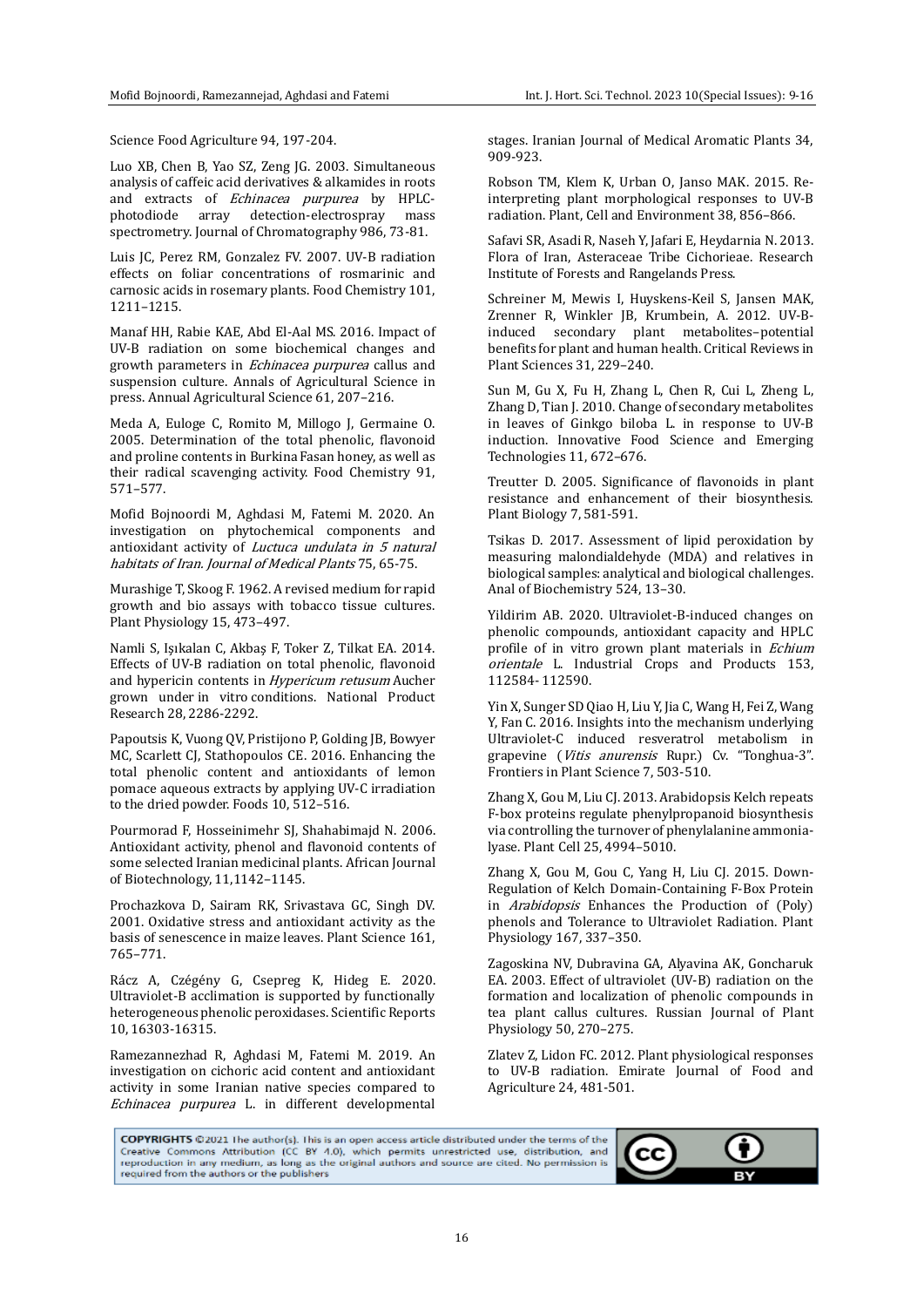Science Food Agriculture 94, 197-204.

Luo XB, Chen B, Yao SZ, Zeng JG. 2003. Simultaneous analysis of caffeic acid derivatives & alkamides in roots and extracts of *Echinacea purpurea* by HPLC-photodiode array detection-electrospray mass spectrometry. Journal of Chromatography 986, 73-81.

Luis JC, Perez RM, Gonzalez FV. 2007. UV-B radiation effects on foliar concentrations of rosmarinic and carnosic acids in rosemary plants. Food Chemistry 101, 1211–1215.

Manaf HH, Rabie KAE, Abd El-Aal MS. 2016. Impact of UV-B radiation on some biochemical changes and growth parameters in *Echinacea purpurea* callus and suspension culture. Annals of Agricultural Science in press. Annual Agricultural Science 61, 207–216.

Meda A, Euloge C, Romito M, Millogo J, Germaine O. 2005. Determination of the total phenolic, flavonoid and proline contents in Burkina Fasan honey, as well as their radical scavenging activity. Food Chemistry 91, 571–577.

Mofid Bojnoordi M, Aghdasi M, Fatemi M. 2020. An investigation on phytochemical components and antioxidant activity of *Luctuca undulata in 5 natural habitats of Iran. Journal of Medical Plants* 75, 65-75.

Murashige T, Skoog F. 1962. A revised medium for rapid growth and bio assays with tobacco tissue cultures. Plant Physiology 15, 473–497.

Namli S, Işıkalan C, Akbaş F, Toker Z, Tilkat EA. 2014. Effects of UV-B radiation on total phenolic, flavonoid and hypericin contents in *Hypericum retusum* Aucher grown under in vitro conditions. National Product Research 28, 2286-2292.

Papoutsis K, Vuong QV, Pristijono P, Golding JB, Bowyer MC, Scarlett CJ, Stathopoulos CE. 2016. Enhancing the total phenolic content and antioxidants of lemon pomace aqueous extracts by applying UV-C irradiation to the dried powder. Foods 10, 512–516.

Pourmorad F, Hosseinimehr SJ, Shahabimajd N. 2006. Antioxidant activity, phenol and flavonoid contents of some selected Iranian medicinal plants. African Journal of Biotechnology, 11,1142–1145.

Prochazkova D, Sairam RK, Srivastava GC, Singh DV. 2001. Oxidative stress and antioxidant activity as the basis of senescence in maize leaves. Plant Science 161, 765–771.

Rácz A, Czégény G, Csepreg K, Hideg E. 2020. Ultraviolet-B acclimation is supported by functionally heterogeneous phenolic peroxidases. Scientific Reports 10, 16303-16315.

Ramezannezhad R, Aghdasi M, Fatemi M. 2019. An investigation on cichoric acid content and antioxidant activity in some Iranian native species compared to *Echinacea purpurea* L. in different developmental stages. Iranian Journal of Medical Aromatic Plants 34, 909-923.

Robson TM, Klem K, Urban O, Janso MAK. 2015. Re-interpreting plant morphological responses to UV-B radiation. Plant, Cell and Environment 38, 856–866.

Safavi SR, Asadi R, Naseh Y, Jafari E, Heydarnia N. 2013. Flora of Iran, Asteraceae Tribe Cichorieae. Research Institute of Forests and Rangelands Press.

Schreiner M, Mewis I, Huyskens-Keil S, Jansen MAK, Zrenner R, Winkler JB, Krumbein, A. 2012. UV-B-induced secondary plant metabolites–potential benefits for plant and human health. Critical Reviews in Plant Sciences 31, 229–240.

Sun M, Gu X, Fu H, Zhang L, Chen R, Cui L, Zheng L, Zhang D, Tian J. 2010. Change of secondary metabolites in leaves of Ginkgo biloba L. in response to UV-B induction. Innovative Food Science and Emerging Technologies 11, 672–676.

Treutter D. 2005. Significance of flavonoids in plant resistance and enhancement of their biosynthesis. Plant Biology 7, 581-591.

Tsikas D. 2017. Assessment of lipid peroxidation by measuring malondialdehyde (MDA) and relatives in biological samples: analytical and biological challenges. Anal of Biochemistry 524, 13–30.

Yildirim AB. 2020. Ultraviolet-B-induced changes on phenolic compounds, antioxidant capacity and HPLC profile of in vitro grown plant materials in *Echium orientale* L. Industrial Crops and Products 153, 112584- 112590.

Yin X, Sunger SD Qiao H, Liu Y, Jia C, Wang H, Fei Z, Wang Y, Fan C. 2016. Insights into the mechanism underlying Ultraviolet-C induced resveratrol metabolism in grapevine (*Vitis anurensis* Rupr.) Cv. "Tonghua-3". Frontiers in Plant Science 7, 503-510.

Zhang X, Gou M, Liu CJ. 2013. Arabidopsis Kelch repeats F-box proteins regulate phenylpropanoid biosynthesis via controlling the turnover of phenylalanine ammonia-lyase. Plant Cell 25, 4994–5010.

Zhang X, Gou M, Gou C, Yang H, Liu CJ. 2015. Down-Regulation of Kelch Domain-Containing F-Box Protein in *Arabidopsis* Enhances the Production of (Poly) phenols and Tolerance to Ultraviolet Radiation. Plant Physiology 167, 337–350.

Zagoskina NV, Dubravina GA, Alyavina AK, Goncharuk EA. 2003. Effect of ultraviolet (UV-B) radiation on the formation and localization of phenolic compounds in tea plant callus cultures. Russian Journal of Plant Physiology 50, 270–275.

Zlatev Z, Lidon FC. 2012. Plant physiological responses to UV-B radiation. Emirate Journal of Food and Agriculture 24, 481-501.

**COPYRIGHTS** ©2021 The author(s). This is an open access article distributed under the terms of the Creative Commons Attribution (CC BY 4.0), which permits unrestricted use, distribution, and reproduction in any medium, as long as the original authors and source are cited. No permission is required from the authors or the publishers